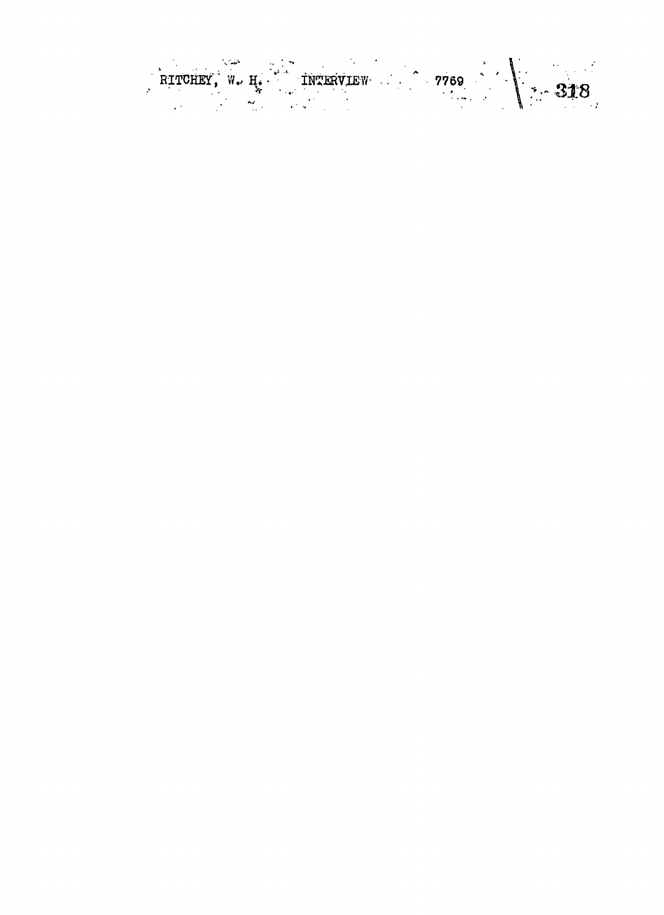RITCHEY, W. H. INTERVIEW 7769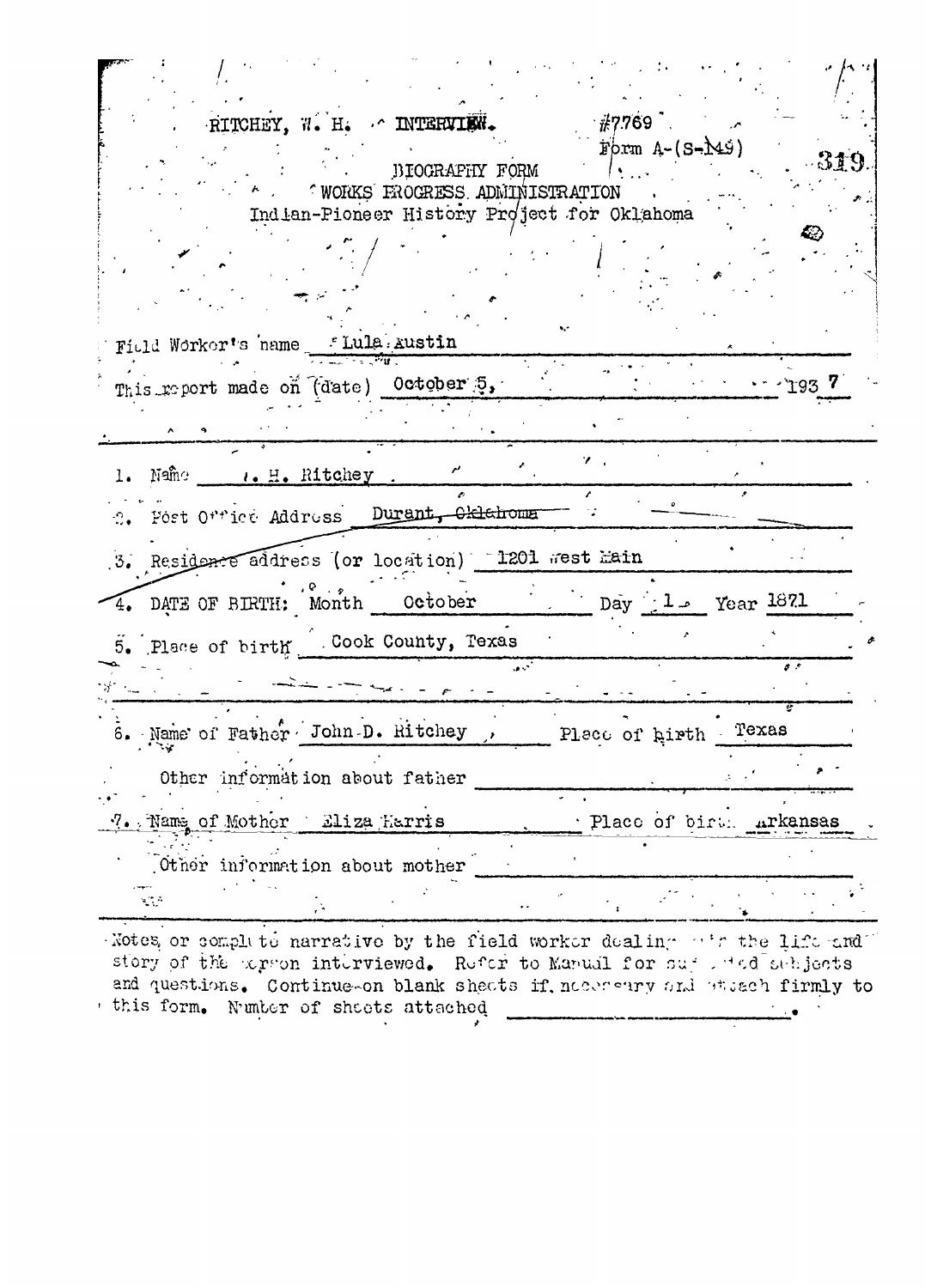RITCHEY, W. H. INTERVIEW. #7769

Form A-(S-149)

BIOGRAPHY FORM
WORKS PROGRESS ADMINISTRATION
Indian-Pioneer History Project for Oklahoma

Field Worker's name Lula Austin

This report made on (date) October 5, 1937

1. Name W. H. Ritchey

2. Post Office Address Durant, Oklahoma

3. Residence address (or location) 1201 West Main

4. DATE OF BIRTH: Month October Day 1 Year 1871

5. Place of birth Cook County, Texas

6. Name of Father John D. Ritchey, Place of birth Texas

Other information about father

7. Name of Mother Eliza Harris Place of birth Arkansas

Other information about mother

Notes or complete narrative by the field worker dealing with the life and story of the person interviewed. Refer to Manual for suggested subjects and questions. Continue on blank sheets if necessary and attach firmly to this form. Number of sheets attached ________.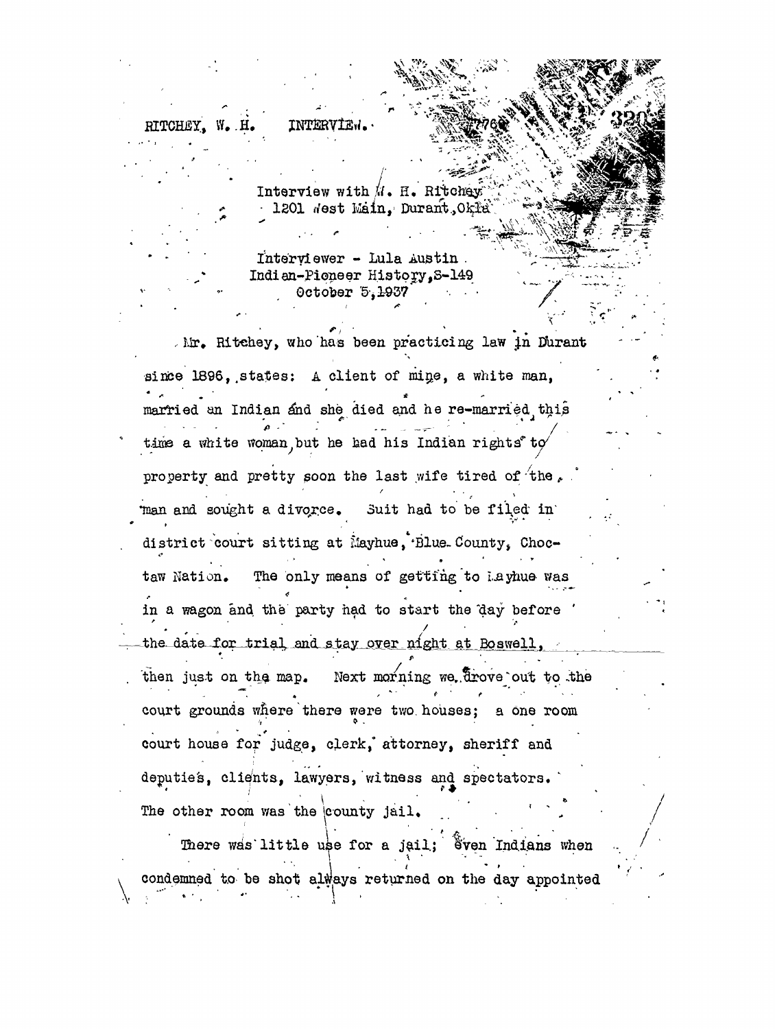RITCHEY, W. H. INTERVIEW.

Interview with W. H. Ritchey
1201 West Main, Durant, Okla

Interviewer - Lula Austin
Indian-Pioneer History, S-149
October 5, 1937

Mr. Ritchey, who has been practicing law in Durant since 1896, states: A client of mine, a white man, married an Indian and she died and he re-married, this time a white woman, but he had his Indian rights to property and pretty soon the last wife tired of the man and sought a divorce. Suit had to be filed in district court sitting at Mayhue, Blue County, Choctaw Nation. The only means of getting to Mayhue was in a wagon and the party had to start the day before the date for trial and stay over night at Boswell, then just on the map. Next morning we drove out to the court grounds where there were two houses; a one room court house for judge, clerk, attorney, sheriff and deputies, clients, lawyers, witness and spectators. The other room was the county jail.

There was little use for a jail; even Indians when condemned to be shot always returned on the day appointed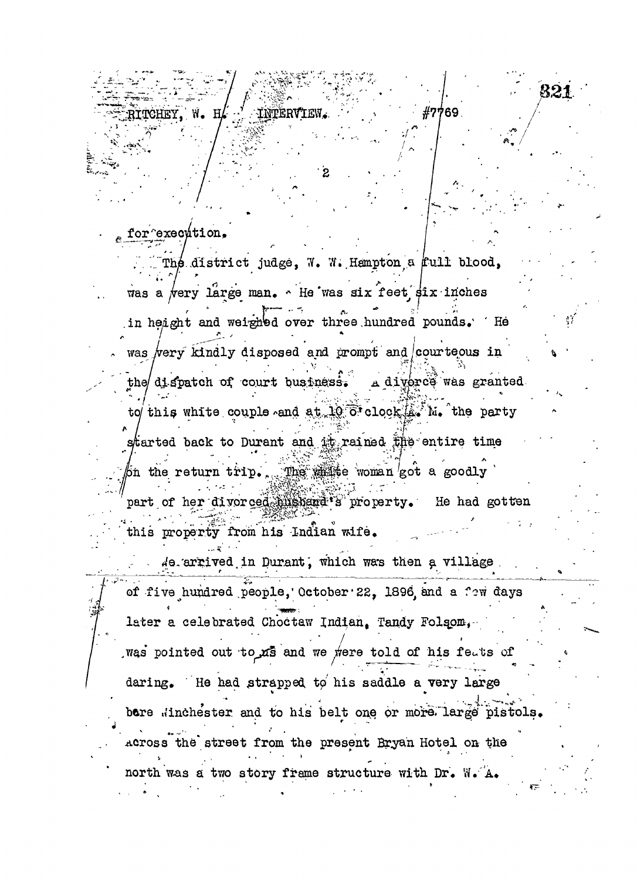for execution.

The district judge, W. W. Hampton a full blood, was a very large man. He was six feet six inches in height and weighed over three hundred pounds. He was very kindly disposed and prompt and courteous in the dispatch of court business. A divorce was granted to this white couple and at 10 o'clock A. M. the party started back to Durant and it rained the entire time on the return trip. The white woman got a goodly part of her divorced husband's property. He had gotten this property from his Indian wife.

We arrived in Durant, which was then a village of five hundred people, October 22, 1896, and a few days later a celebrated Choctaw Indian, Tandy Folsom, was pointed out to us and we were told of his feats of daring. He had strapped to his saddle a very large bore Winchester and to his belt one or more large pistols. Across the street from the present Bryan Hotel on the north was a two story frame structure with Dr. W. A.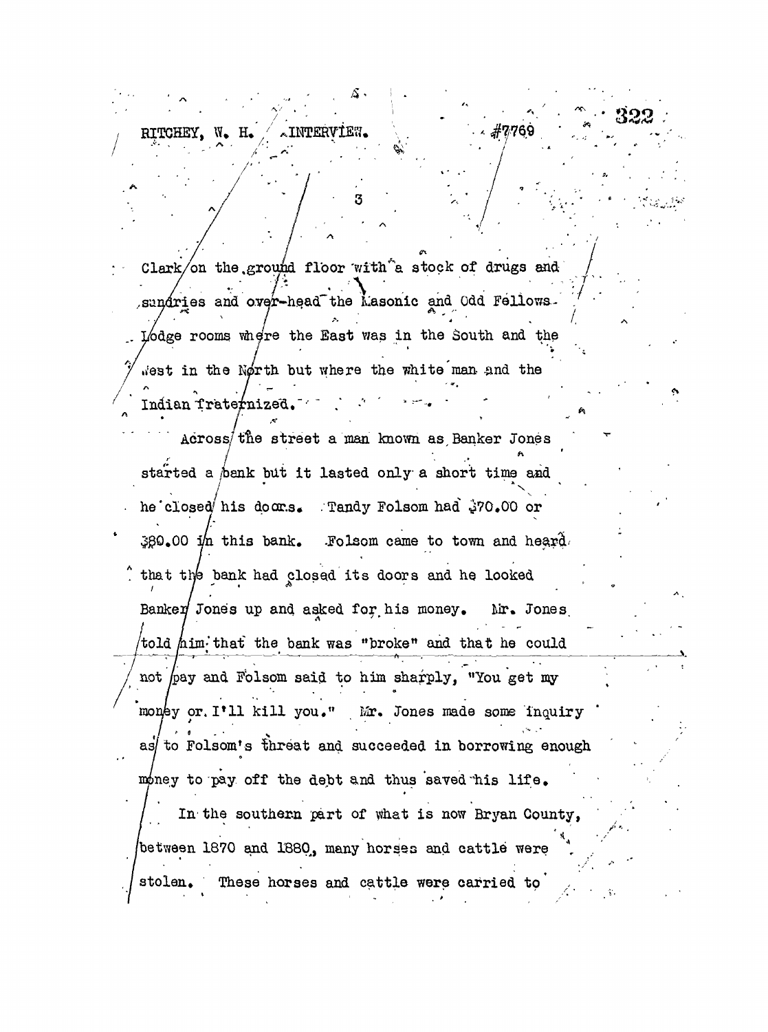Clark on the ground floor with a stock of drugs and sundries and over-head the Masonic and Odd Fellows Lodge rooms where the East was in the South and the West in the North but where the white man and the Indian fraternized.

Across the street a man known as Banker Jones started a bank but it lasted only a short time and he closed his doors. Tandy Folsom had $70.00 or $80.00 in this bank. Folsom came to town and heard that the bank had closed its doors and he looked Banker Jones up and asked for his money. Mr. Jones told him that the bank was "broke" and that he could not pay and Folsom said to him sharply, "You get my money or I'll kill you." Mr. Jones made some inquiry as to Folsom's threat and succeeded in borrowing enough money to pay off the debt and thus saved his life.

In the southern part of what is now Bryan County, between 1870 and 1880, many horses and cattle were stolen. These horses and cattle were carried to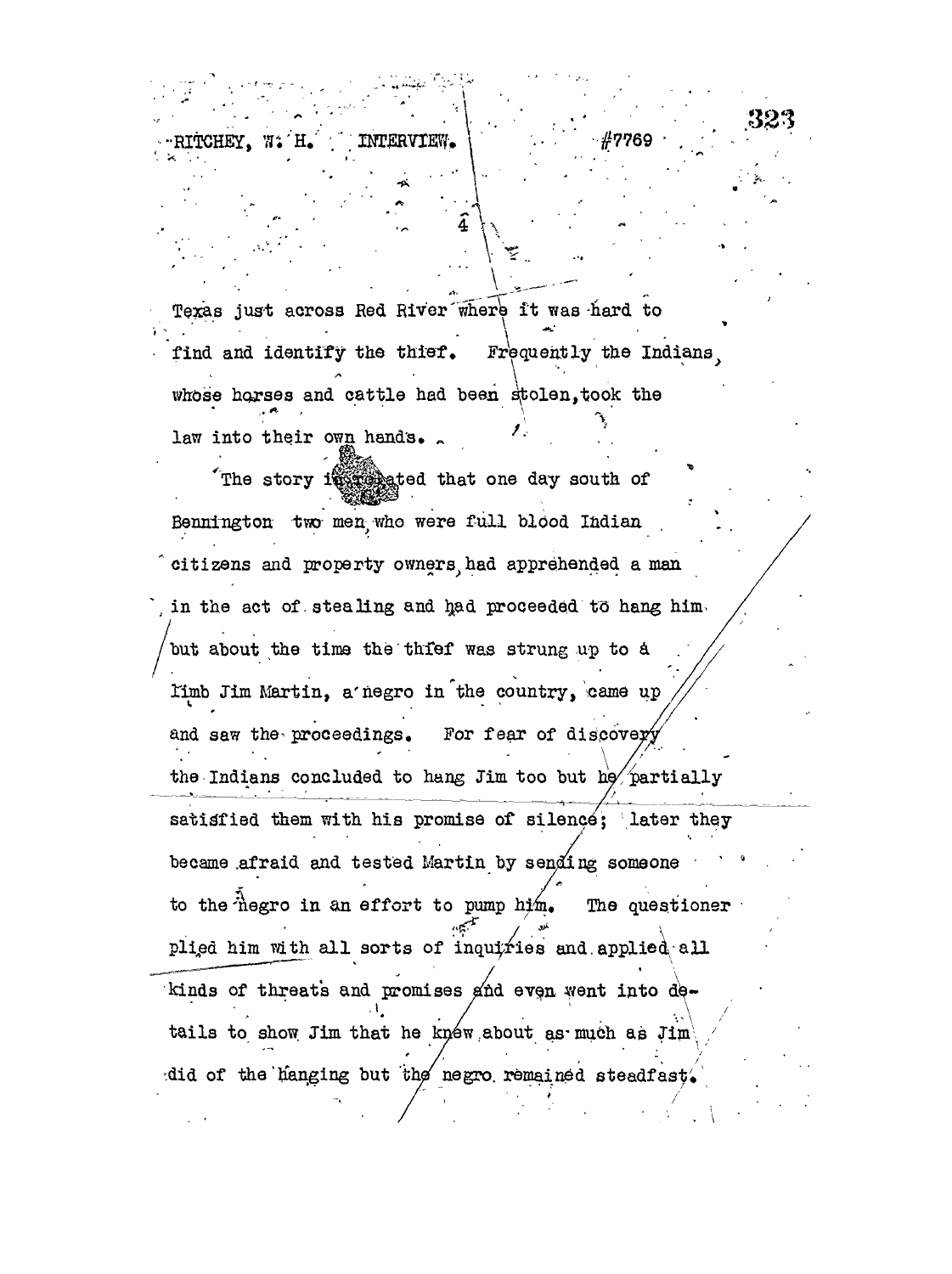Texas just across Red River where it was hard to find and identify the thief. Frequently the Indians, whose horses and cattle had been stolen, took the law into their own hands.

The story is related that one day south of Bennington two men, who were full blood Indian citizens and property owners, had apprehended a man in the act of stealing and had proceeded to hang him but about the time the thief was strung up to a limb Jim Martin, a negro in the country, came up and saw the proceedings. For fear of discovery the Indians concluded to hang Jim too but he partially satisfied them with his promise of silence; later they became afraid and tested Martin by sending someone to the negro in an effort to pump him. The questioner plied him with all sorts of inquiries and applied all kinds of threats and promises and even went into details to show Jim that he knew about as much as Jim did of the hanging but the negro remained steadfast.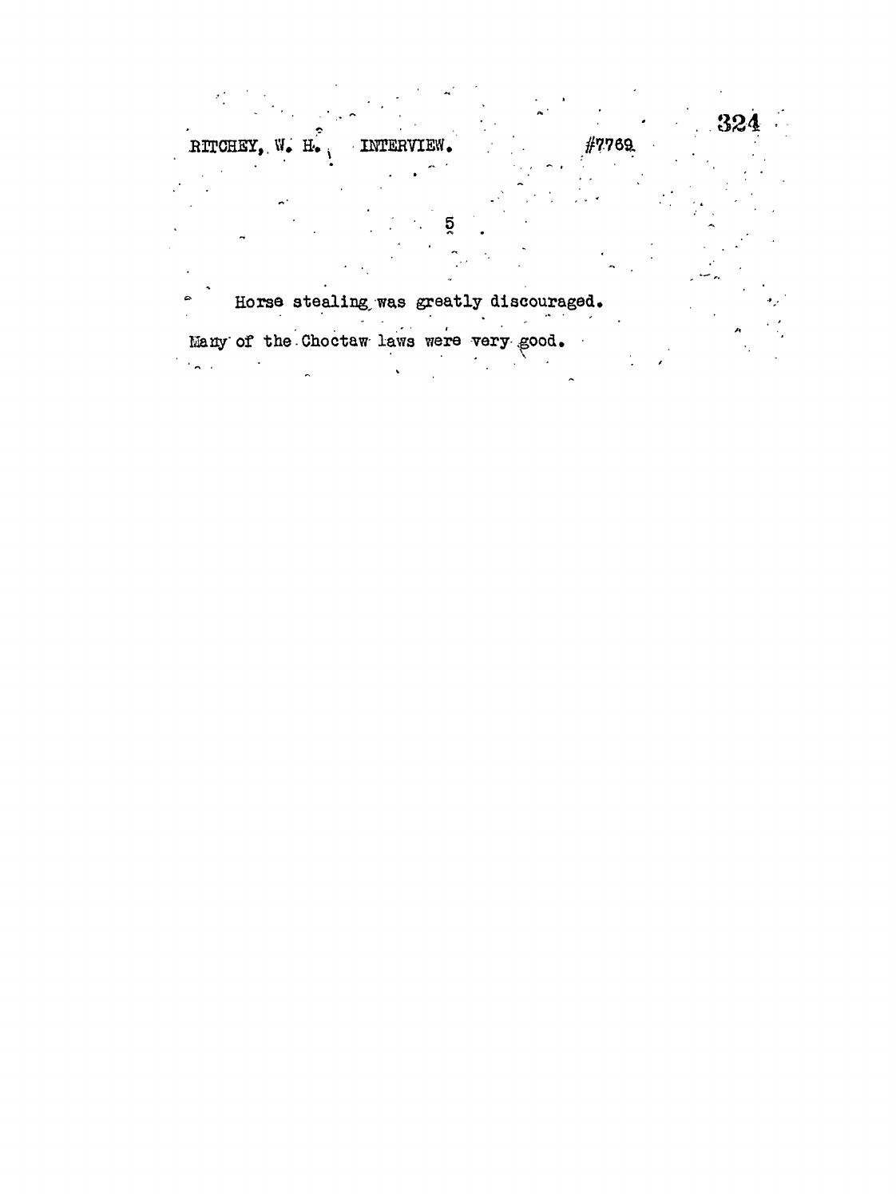Horse stealing was greatly discouraged.

Many of the Choctaw laws were very good.